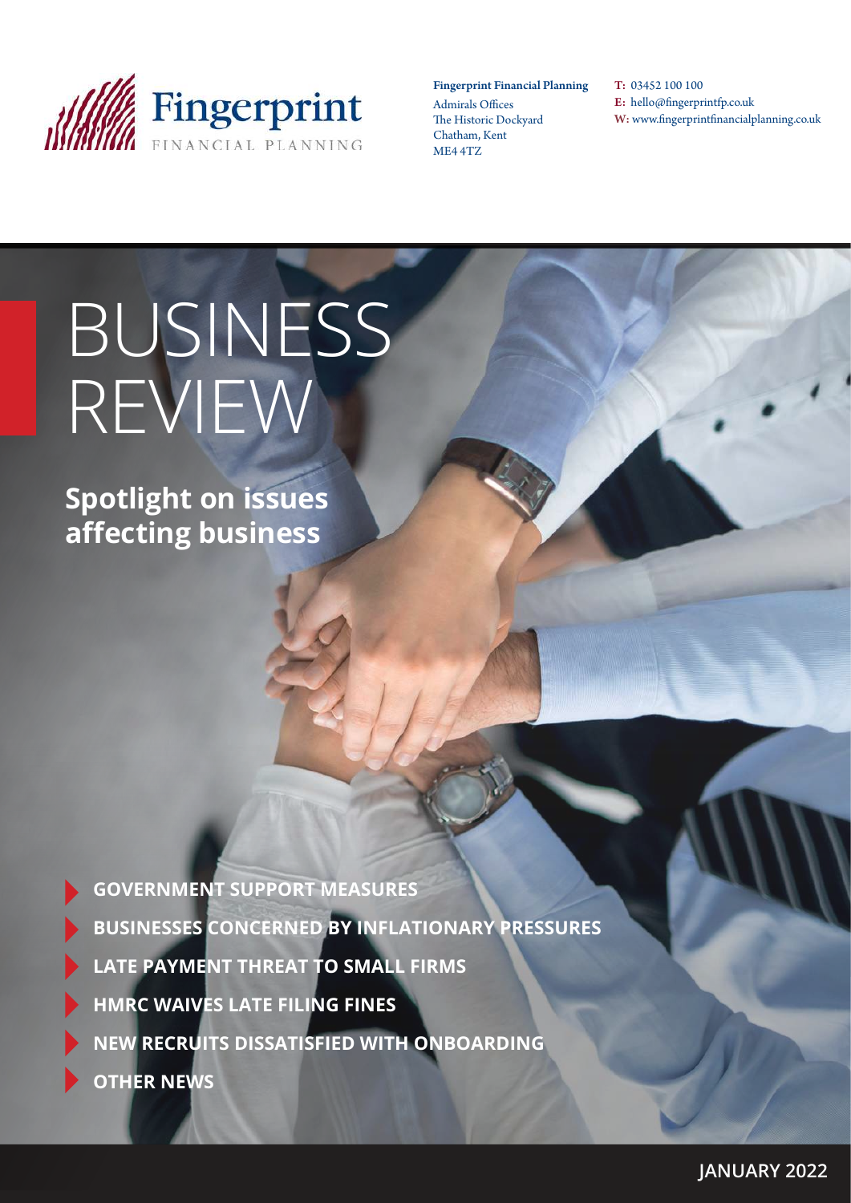Fingerprint FINANCIAL PLANNING

**Fingerprint Financial Planning**
Admirals Offices
The Historic Dockyard
Chatham, Kent
ME4 4TZ

**T:** 03452 100 100
**E:** hello@fingerprintfp.co.uk
**W:** www.fingerprintfinancialplanning.co.uk

# BUSINESS REVIEW

## Spotlight on issues affecting business

- **GOVERNMENT SUPPORT MEASURES**
- **BUSINESSES CONCERNED BY INFLATIONARY PRESSURES**
- **LATE PAYMENT THREAT TO SMALL FIRMS**
- **HMRC WAIVES LATE FILING FINES**
- **NEW RECRUITS DISSATISFIED WITH ONBOARDING**
- **OTHER NEWS**

**JANUARY 2022**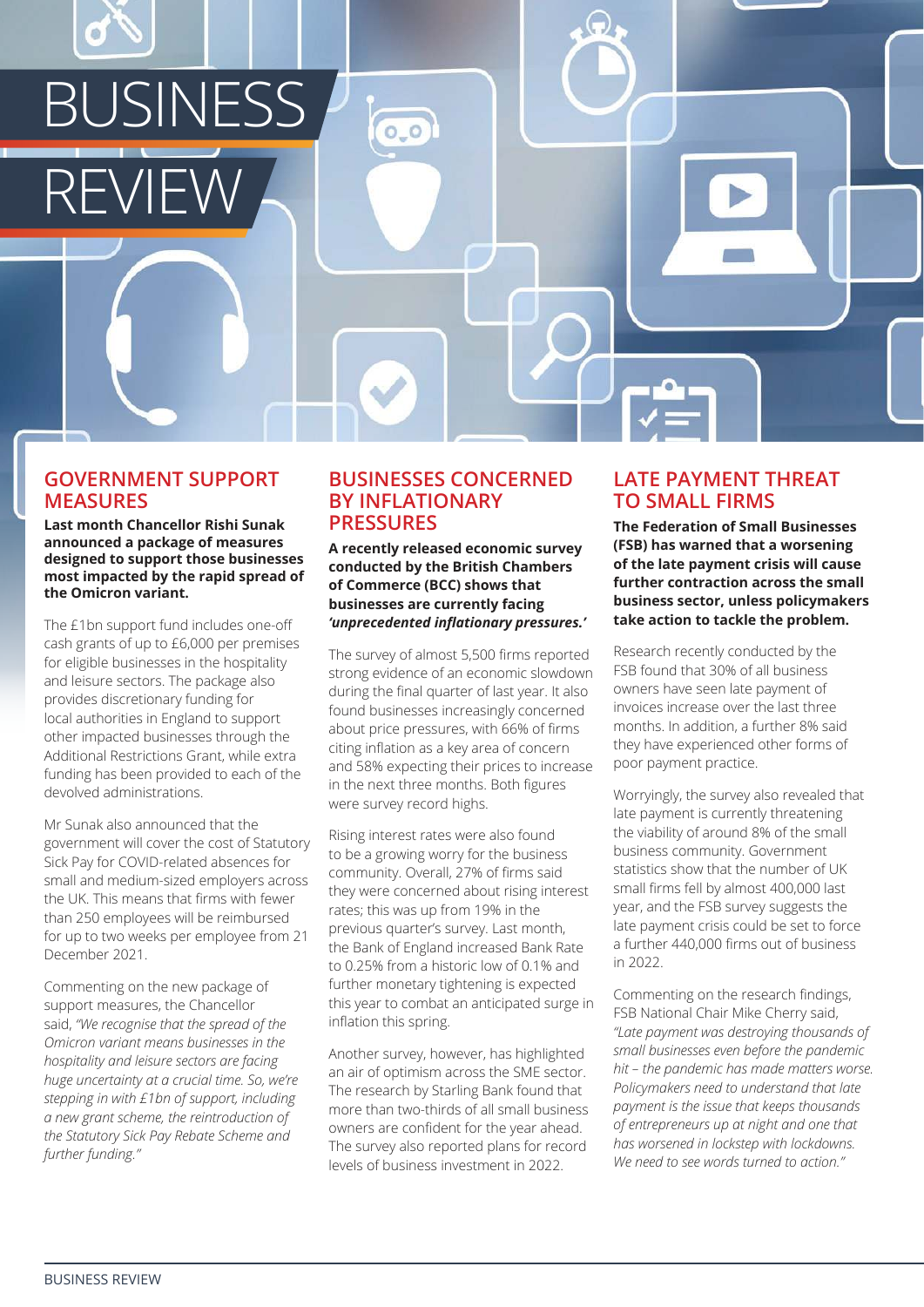# BUSINESS REVIEW

## GOVERNMENT SUPPORT MEASURES

**Last month Chancellor Rishi Sunak announced a package of measures designed to support those businesses most impacted by the rapid spread of the Omicron variant.**

The £1bn support fund includes one-off cash grants of up to £6,000 per premises for eligible businesses in the hospitality and leisure sectors. The package also provides discretionary funding for local authorities in England to support other impacted businesses through the Additional Restrictions Grant, while extra funding has been provided to each of the devolved administrations.

Mr Sunak also announced that the government will cover the cost of Statutory Sick Pay for COVID-related absences for small and medium-sized employers across the UK. This means that firms with fewer than 250 employees will be reimbursed for up to two weeks per employee from 21 December 2021.

Commenting on the new package of support measures, the Chancellor said, *"We recognise that the spread of the Omicron variant means businesses in the hospitality and leisure sectors are facing huge uncertainty at a crucial time. So, we're stepping in with £1bn of support, including a new grant scheme, the reintroduction of the Statutory Sick Pay Rebate Scheme and further funding."*

## BUSINESSES CONCERNED BY INFLATIONARY PRESSURES

**A recently released economic survey conducted by the British Chambers of Commerce (BCC) shows that businesses are currently facing *'unprecedented inflationary pressures.'***

The survey of almost 5,500 firms reported strong evidence of an economic slowdown during the final quarter of last year. It also found businesses increasingly concerned about price pressures, with 66% of firms citing inflation as a key area of concern and 58% expecting their prices to increase in the next three months. Both figures were survey record highs.

Rising interest rates were also found to be a growing worry for the business community. Overall, 27% of firms said they were concerned about rising interest rates; this was up from 19% in the previous quarter's survey. Last month, the Bank of England increased Bank Rate to 0.25% from a historic low of 0.1% and further monetary tightening is expected this year to combat an anticipated surge in inflation this spring.

Another survey, however, has highlighted an air of optimism across the SME sector. The research by Starling Bank found that more than two-thirds of all small business owners are confident for the year ahead. The survey also reported plans for record levels of business investment in 2022.

## LATE PAYMENT THREAT TO SMALL FIRMS

**The Federation of Small Businesses (FSB) has warned that a worsening of the late payment crisis will cause further contraction across the small business sector, unless policymakers take action to tackle the problem.**

Research recently conducted by the FSB found that 30% of all business owners have seen late payment of invoices increase over the last three months. In addition, a further 8% said they have experienced other forms of poor payment practice.

Worryingly, the survey also revealed that late payment is currently threatening the viability of around 8% of the small business community. Government statistics show that the number of UK small firms fell by almost 400,000 last year, and the FSB survey suggests the late payment crisis could be set to force a further 440,000 firms out of business in 2022.

Commenting on the research findings, FSB National Chair Mike Cherry said, *"Late payment was destroying thousands of small businesses even before the pandemic hit – the pandemic has made matters worse. Policymakers need to understand that late payment is the issue that keeps thousands of entrepreneurs up at night and one that has worsened in lockstep with lockdowns. We need to see words turned to action."*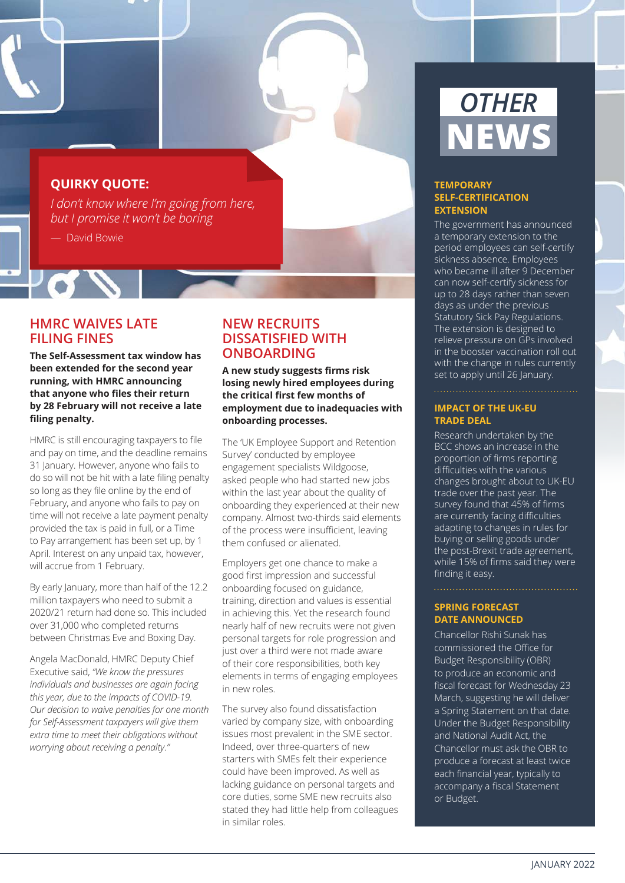**QUIRKY QUOTE:**

*I don't know where I'm going from here, but I promise it won't be boring*

— David Bowie

## HMRC WAIVES LATE FILING FINES

**The Self-Assessment tax window has been extended for the second year running, with HMRC announcing that anyone who files their return by 28 February will not receive a late filing penalty.**

HMRC is still encouraging taxpayers to file and pay on time, and the deadline remains 31 January. However, anyone who fails to do so will not be hit with a late filing penalty so long as they file online by the end of February, and anyone who fails to pay on time will not receive a late payment penalty provided the tax is paid in full, or a Time to Pay arrangement has been set up, by 1 April. Interest on any unpaid tax, however, will accrue from 1 February.

By early January, more than half of the 12.2 million taxpayers who need to submit a 2020/21 return had done so. This included over 31,000 who completed returns between Christmas Eve and Boxing Day.

Angela MacDonald, HMRC Deputy Chief Executive said, *"We know the pressures individuals and businesses are again facing this year, due to the impacts of COVID-19. Our decision to waive penalties for one month for Self-Assessment taxpayers will give them extra time to meet their obligations without worrying about receiving a penalty."*

## NEW RECRUITS DISSATISFIED WITH ONBOARDING

**A new study suggests firms risk losing newly hired employees during the critical first few months of employment due to inadequacies with onboarding processes.**

The 'UK Employee Support and Retention Survey' conducted by employee engagement specialists Wildgoose, asked people who had started new jobs within the last year about the quality of onboarding they experienced at their new company. Almost two-thirds said elements of the process were insufficient, leaving them confused or alienated.

Employers get one chance to make a good first impression and successful onboarding focused on guidance, training, direction and values is essential in achieving this. Yet the research found nearly half of new recruits were not given personal targets for role progression and just over a third were not made aware of their core responsibilities, both key elements in terms of engaging employees in new roles.

The survey also found dissatisfaction varied by company size, with onboarding issues most prevalent in the SME sector. Indeed, over three-quarters of new starters with SMEs felt their experience could have been improved. As well as lacking guidance on personal targets and core duties, some SME new recruits also stated they had little help from colleagues in similar roles.

# OTHER NEWS

### TEMPORARY SELF-CERTIFICATION EXTENSION

The government has announced a temporary extension to the period employees can self-certify sickness absence. Employees who became ill after 9 December can now self-certify sickness for up to 28 days rather than seven days as under the previous Statutory Sick Pay Regulations. The extension is designed to relieve pressure on GPs involved in the booster vaccination roll out with the change in rules currently set to apply until 26 January.

### IMPACT OF THE UK-EU TRADE DEAL

Research undertaken by the BCC shows an increase in the proportion of firms reporting difficulties with the various changes brought about to UK-EU trade over the past year. The survey found that 45% of firms are currently facing difficulties adapting to changes in rules for buying or selling goods under the post-Brexit trade agreement, while 15% of firms said they were finding it easy.

### SPRING FORECAST DATE ANNOUNCED

Chancellor Rishi Sunak has commissioned the Office for Budget Responsibility (OBR) to produce an economic and fiscal forecast for Wednesday 23 March, suggesting he will deliver a Spring Statement on that date. Under the Budget Responsibility and National Audit Act, the Chancellor must ask the OBR to produce a forecast at least twice each financial year, typically to accompany a fiscal Statement or Budget.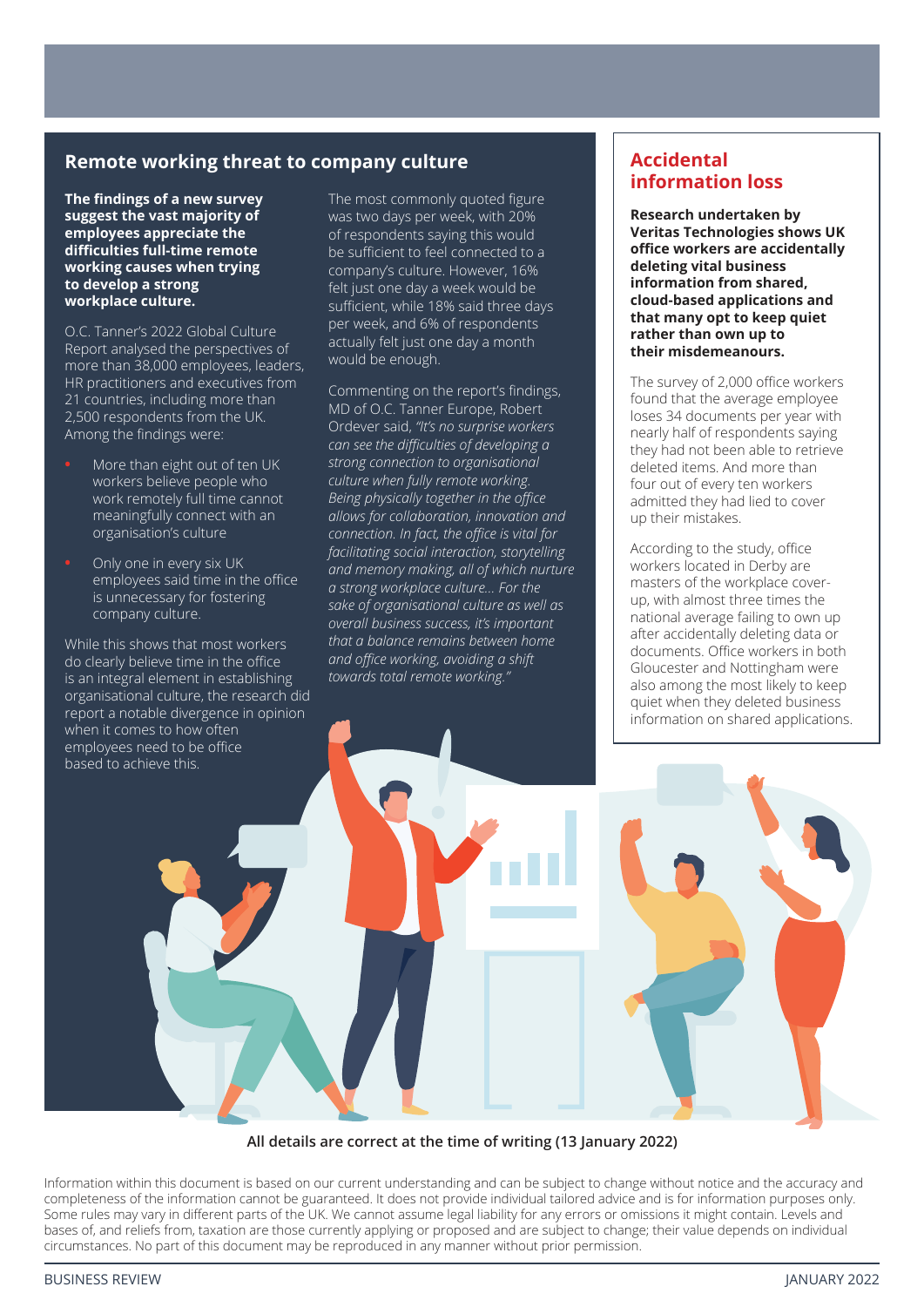## Remote working threat to company culture

**The findings of a new survey suggest the vast majority of employees appreciate the difficulties full-time remote working causes when trying to develop a strong workplace culture.**

O.C. Tanner's 2022 Global Culture Report analysed the perspectives of more than 38,000 employees, leaders, HR practitioners and executives from 21 countries, including more than 2,500 respondents from the UK. Among the findings were:

- More than eight out of ten UK workers believe people who work remotely full time cannot meaningfully connect with an organisation's culture
- Only one in every six UK employees said time in the office is unnecessary for fostering company culture.

While this shows that most workers do clearly believe time in the office is an integral element in establishing organisational culture, the research did report a notable divergence in opinion when it comes to how often employees need to be office based to achieve this.

The most commonly quoted figure was two days per week, with 20% of respondents saying this would be sufficient to feel connected to a company's culture. However, 16% felt just one day a week would be sufficient, while 18% said three days per week, and 6% of respondents actually felt just one day a month would be enough.

Commenting on the report's findings, MD of O.C. Tanner Europe, Robert Ordever said, *"It's no surprise workers can see the difficulties of developing a strong connection to organisational culture when fully remote working. Being physically together in the office allows for collaboration, innovation and connection. In fact, the office is vital for facilitating social interaction, storytelling and memory making, all of which nurture a strong workplace culture... For the sake of organisational culture as well as overall business success, it's important that a balance remains between home and office working, avoiding a shift towards total remote working."*

## Accidental information loss

**Research undertaken by Veritas Technologies shows UK office workers are accidentally deleting vital business information from shared, cloud-based applications and that many opt to keep quiet rather than own up to their misdemeanours.**

The survey of 2,000 office workers found that the average employee loses 34 documents per year with nearly half of respondents saying they had not been able to retrieve deleted items. And more than four out of every ten workers admitted they had lied to cover up their mistakes.

According to the study, office workers located in Derby are masters of the workplace cover-up, with almost three times the national average failing to own up after accidentally deleting data or documents. Office workers in both Gloucester and Nottingham were also among the most likely to keep quiet when they deleted business information on shared applications.

**All details are correct at the time of writing (13 January 2022)**

Information within this document is based on our current understanding and can be subject to change without notice and the accuracy and completeness of the information cannot be guaranteed. It does not provide individual tailored advice and is for information purposes only. Some rules may vary in different parts of the UK. We cannot assume legal liability for any errors or omissions it might contain. Levels and bases of, and reliefs from, taxation are those currently applying or proposed and are subject to change; their value depends on individual circumstances. No part of this document may be reproduced in any manner without prior permission.